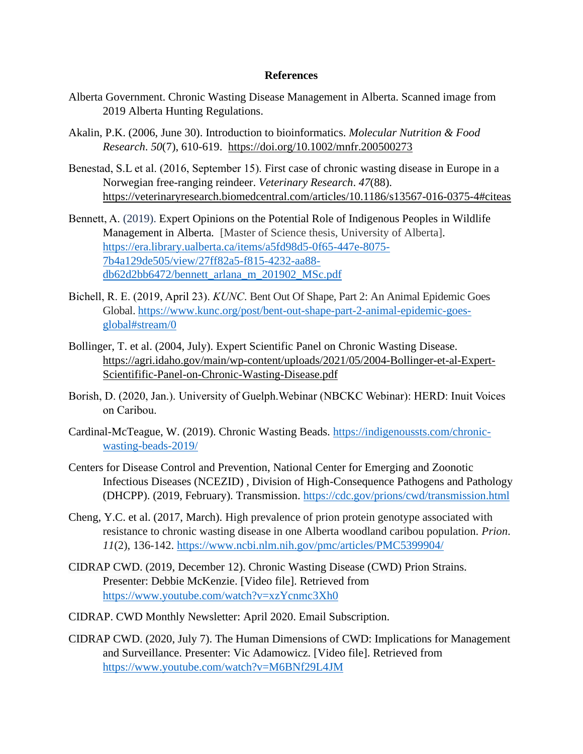# References

Alberta Government. Chronic Wasting Disease Management in Alberta. Scanned image from 2019 Alberta Hunting Regulations.

Akalin, P.K. (2006, June 30). Introduction to bioinformatics. *Molecular Nutrition & Food Research*. *50*(7), 610-619. https://doi.org/10.1002/mnfr.200500273

Benestad, S.L et al. (2016, September 15). First case of chronic wasting disease in Europe in a Norwegian free-ranging reindeer. *Veterinary Research*. *47*(88). https://veterinaryresearch.biomedcentral.com/articles/10.1186/s13567-016-0375-4#citeas

Bennett, A. (2019). Expert Opinions on the Potential Role of Indigenous Peoples in Wildlife Management in Alberta. [Master of Science thesis, University of Alberta]. https://era.library.ualberta.ca/items/a5fd98d5-0f65-447e-8075-7b4a129de505/view/27ff82a5-f815-4232-aa88-db62d2bb6472/bennett_arlana_m_201902_MSc.pdf

Bichell, R. E. (2019, April 23). *KUNC*. Bent Out Of Shape, Part 2: An Animal Epidemic Goes Global. https://www.kunc.org/post/bent-out-shape-part-2-animal-epidemic-goes-global#stream/0

Bollinger, T. et al. (2004, July). Expert Scientific Panel on Chronic Wasting Disease. https://agri.idaho.gov/main/wp-content/uploads/2021/05/2004-Bollinger-et-al-Expert-Scientifific-Panel-on-Chronic-Wasting-Disease.pdf

Borish, D. (2020, Jan.). University of Guelph.Webinar (NBCKC Webinar): HERD: Inuit Voices on Caribou.

Cardinal-McTeague, W. (2019). Chronic Wasting Beads. https://indigenoussts.com/chronic-wasting-beads-2019/

Centers for Disease Control and Prevention, National Center for Emerging and Zoonotic Infectious Diseases (NCEZID) , Division of High-Consequence Pathogens and Pathology (DHCPP). (2019, February). Transmission. https://cdc.gov/prions/cwd/transmission.html

Cheng, Y.C. et al. (2017, March). High prevalence of prion protein genotype associated with resistance to chronic wasting disease in one Alberta woodland caribou population. *Prion*. *11*(2), 136-142. https://www.ncbi.nlm.nih.gov/pmc/articles/PMC5399904/

CIDRAP CWD. (2019, December 12). Chronic Wasting Disease (CWD) Prion Strains. Presenter: Debbie McKenzie. [Video file]. Retrieved from https://www.youtube.com/watch?v=xzYcnmc3Xh0

CIDRAP. CWD Monthly Newsletter: April 2020. Email Subscription.

CIDRAP CWD. (2020, July 7). The Human Dimensions of CWD: Implications for Management and Surveillance. Presenter: Vic Adamowicz. [Video file]. Retrieved from https://www.youtube.com/watch?v=M6BNf29L4JM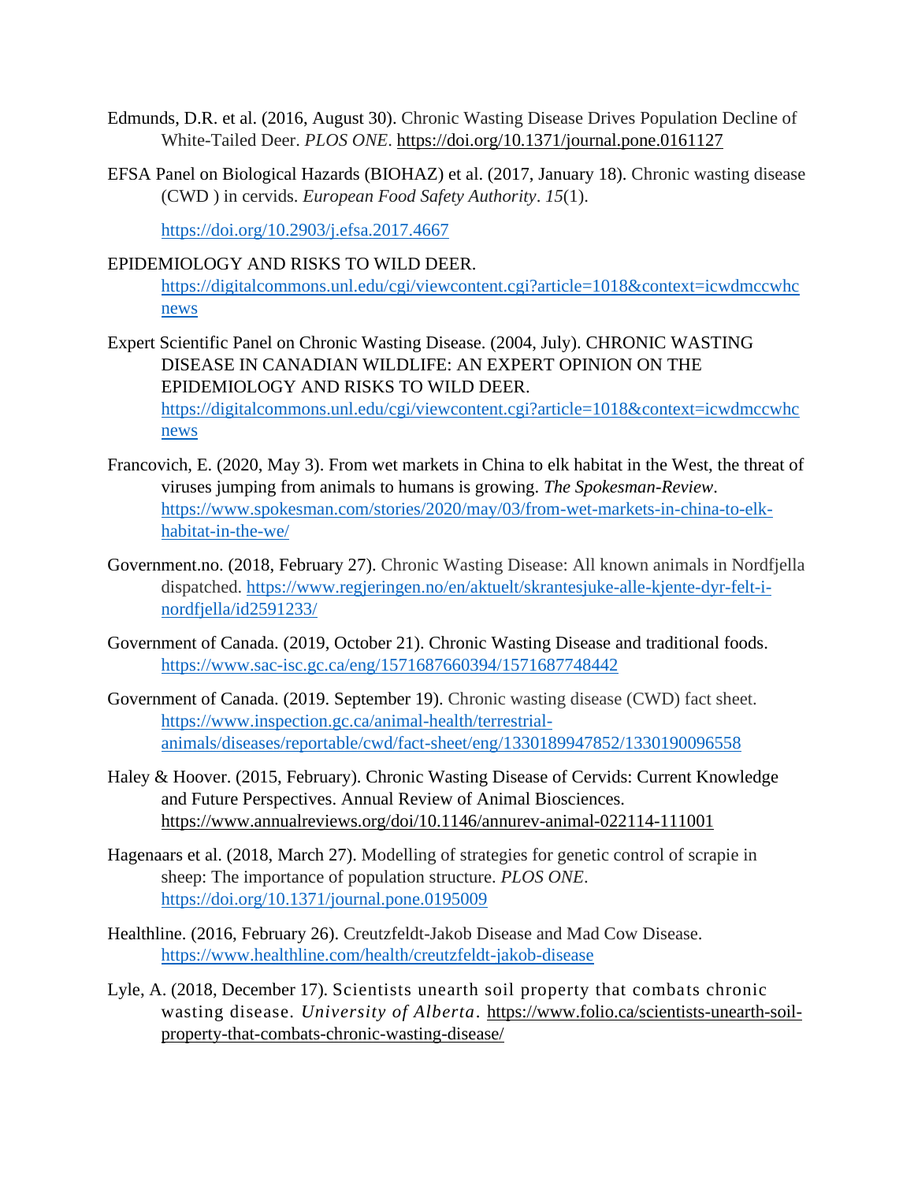Edmunds, D.R. et al. (2016, August 30). Chronic Wasting Disease Drives Population Decline of White-Tailed Deer. *PLOS ONE*. https://doi.org/10.1371/journal.pone.0161127

EFSA Panel on Biological Hazards (BIOHAZ) et al. (2017, January 18). Chronic wasting disease (CWD ) in cervids. *European Food Safety Authority*. *15*(1).

https://doi.org/10.2903/j.efsa.2017.4667

EPIDEMIOLOGY AND RISKS TO WILD DEER. https://digitalcommons.unl.edu/cgi/viewcontent.cgi?article=1018&context=icwdmccwhcnews

Expert Scientific Panel on Chronic Wasting Disease. (2004, July). CHRONIC WASTING DISEASE IN CANADIAN WILDLIFE: AN EXPERT OPINION ON THE EPIDEMIOLOGY AND RISKS TO WILD DEER. https://digitalcommons.unl.edu/cgi/viewcontent.cgi?article=1018&context=icwdmccwhcnews

Francovich, E. (2020, May 3). From wet markets in China to elk habitat in the West, the threat of viruses jumping from animals to humans is growing. *The Spokesman-Review*. https://www.spokesman.com/stories/2020/may/03/from-wet-markets-in-china-to-elk-habitat-in-the-we/

Government.no. (2018, February 27). Chronic Wasting Disease: All known animals in Nordfjella dispatched. https://www.regjeringen.no/en/aktuelt/skrantesjuke-alle-kjente-dyr-felt-i-nordfjella/id2591233/

Government of Canada. (2019, October 21). Chronic Wasting Disease and traditional foods. https://www.sac-isc.gc.ca/eng/1571687660394/1571687748442

Government of Canada. (2019. September 19). Chronic wasting disease (CWD) fact sheet. https://www.inspection.gc.ca/animal-health/terrestrial-animals/diseases/reportable/cwd/fact-sheet/eng/1330189947852/1330190096558

Haley & Hoover. (2015, February). Chronic Wasting Disease of Cervids: Current Knowledge and Future Perspectives. Annual Review of Animal Biosciences. https://www.annualreviews.org/doi/10.1146/annurev-animal-022114-111001

Hagenaars et al. (2018, March 27). Modelling of strategies for genetic control of scrapie in sheep: The importance of population structure. *PLOS ONE*. https://doi.org/10.1371/journal.pone.0195009

Healthline. (2016, February 26). Creutzfeldt-Jakob Disease and Mad Cow Disease. https://www.healthline.com/health/creutzfeldt-jakob-disease

Lyle, A. (2018, December 17). Scientists unearth soil property that combats chronic wasting disease. *University of Alberta*. https://www.folio.ca/scientists-unearth-soil-property-that-combats-chronic-wasting-disease/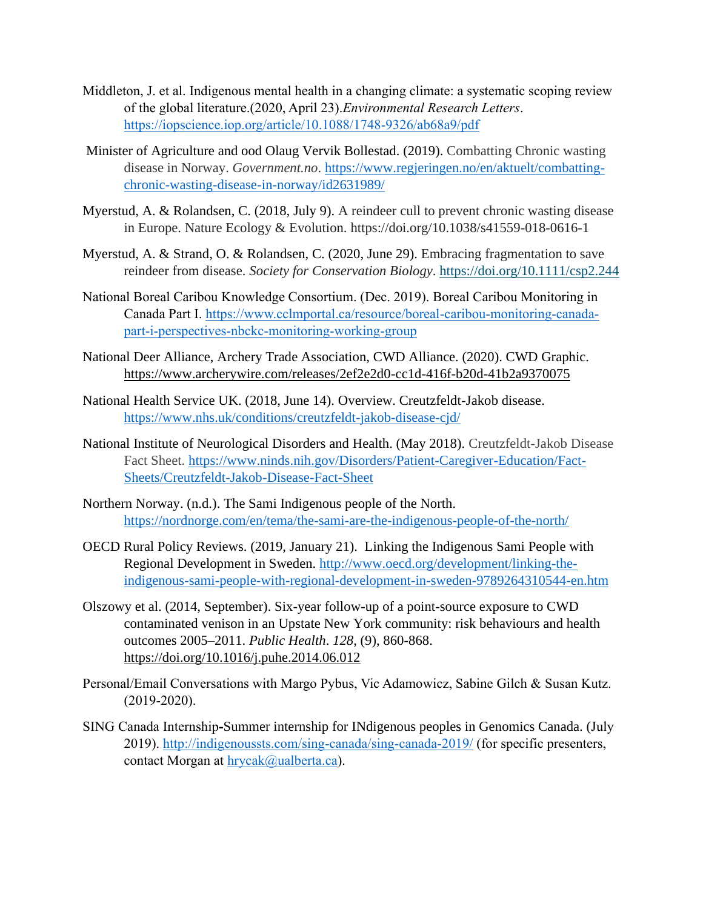Middleton, J. et al. Indigenous mental health in a changing climate: a systematic scoping review of the global literature.(2020, April 23).*Environmental Research Letters*. https://iopscience.iop.org/article/10.1088/1748-9326/ab68a9/pdf

Minister of Agriculture and ood Olaug Vervik Bollestad. (2019). Combatting Chronic wasting disease in Norway. *Government.no*. https://www.regjeringen.no/en/aktuelt/combatting-chronic-wasting-disease-in-norway/id2631989/

Myerstud, A. & Rolandsen, C. (2018, July 9). A reindeer cull to prevent chronic wasting disease in Europe. Nature Ecology & Evolution. https://doi.org/10.1038/s41559-018-0616-1

Myerstud, A. & Strand, O. & Rolandsen, C. (2020, June 29). Embracing fragmentation to save reindeer from disease. *Society for Conservation Biology*. https://doi.org/10.1111/csp2.244

National Boreal Caribou Knowledge Consortium. (Dec. 2019). Boreal Caribou Monitoring in Canada Part I. https://www.cclmportal.ca/resource/boreal-caribou-monitoring-canada-part-i-perspectives-nbckc-monitoring-working-group

National Deer Alliance, Archery Trade Association, CWD Alliance. (2020). CWD Graphic. https://www.archerywire.com/releases/2ef2e2d0-cc1d-416f-b20d-41b2a9370075

National Health Service UK. (2018, June 14). Overview. Creutzfeldt-Jakob disease. https://www.nhs.uk/conditions/creutzfeldt-jakob-disease-cjd/

National Institute of Neurological Disorders and Health. (May 2018). Creutzfeldt-Jakob Disease Fact Sheet. https://www.ninds.nih.gov/Disorders/Patient-Caregiver-Education/Fact-Sheets/Creutzfeldt-Jakob-Disease-Fact-Sheet

Northern Norway. (n.d.). The Sami Indigenous people of the North. https://nordnorge.com/en/tema/the-sami-are-the-indigenous-people-of-the-north/

OECD Rural Policy Reviews. (2019, January 21). Linking the Indigenous Sami People with Regional Development in Sweden. http://www.oecd.org/development/linking-the-indigenous-sami-people-with-regional-development-in-sweden-9789264310544-en.htm

Olszowy et al. (2014, September). Six-year follow-up of a point-source exposure to CWD contaminated venison in an Upstate New York community: risk behaviours and health outcomes 2005–2011. *Public Health*. *128*, (9), 860-868. https://doi.org/10.1016/j.puhe.2014.06.012

Personal/Email Conversations with Margo Pybus, Vic Adamowicz, Sabine Gilch & Susan Kutz. (2019-2020).

SING Canada Internship-Summer internship for INdigenous peoples in Genomics Canada. (July 2019). http://indigenoussts.com/sing-canada/sing-canada-2019/ (for specific presenters, contact Morgan at hrycak@ualberta.ca).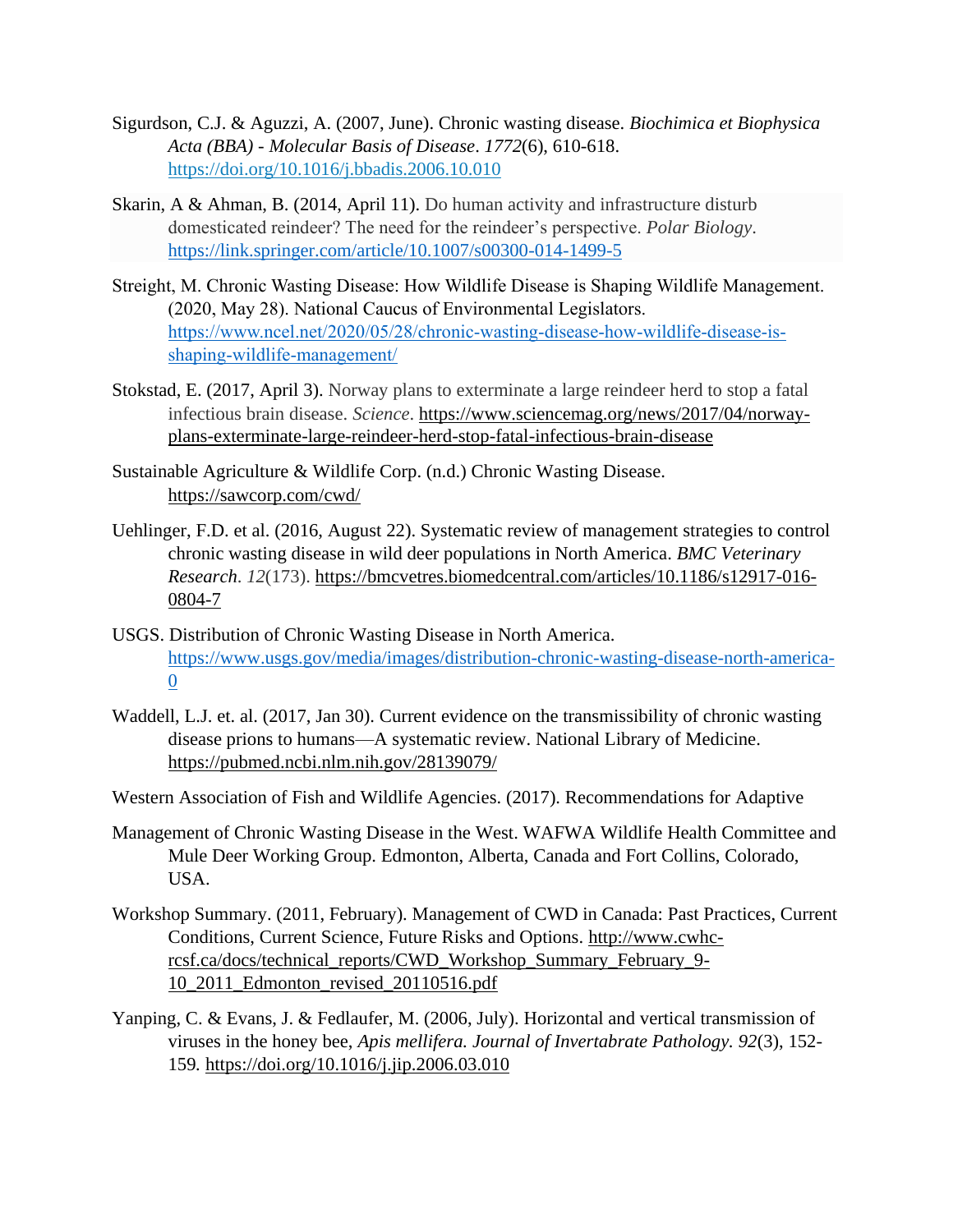Sigurdson, C.J. & Aguzzi, A. (2007, June). Chronic wasting disease. *Biochimica et Biophysica Acta (BBA) - Molecular Basis of Disease*. *1772*(6), 610-618. https://doi.org/10.1016/j.bbadis.2006.10.010

Skarin, A & Ahman, B. (2014, April 11). Do human activity and infrastructure disturb domesticated reindeer? The need for the reindeer's perspective. *Polar Biology*. https://link.springer.com/article/10.1007/s00300-014-1499-5

Streight, M. Chronic Wasting Disease: How Wildlife Disease is Shaping Wildlife Management. (2020, May 28). National Caucus of Environmental Legislators. https://www.ncel.net/2020/05/28/chronic-wasting-disease-how-wildlife-disease-is-shaping-wildlife-management/

Stokstad, E. (2017, April 3). Norway plans to exterminate a large reindeer herd to stop a fatal infectious brain disease. *Science*. https://www.sciencemag.org/news/2017/04/norway-plans-exterminate-large-reindeer-herd-stop-fatal-infectious-brain-disease

Sustainable Agriculture & Wildlife Corp. (n.d.) Chronic Wasting Disease. https://sawcorp.com/cwd/

Uehlinger, F.D. et al. (2016, August 22). Systematic review of management strategies to control chronic wasting disease in wild deer populations in North America. *BMC Veterinary Research*. *12*(173). https://bmcvetres.biomedcentral.com/articles/10.1186/s12917-016-0804-7

USGS. Distribution of Chronic Wasting Disease in North America. https://www.usgs.gov/media/images/distribution-chronic-wasting-disease-north-america-0

Waddell, L.J. et. al. (2017, Jan 30). Current evidence on the transmissibility of chronic wasting disease prions to humans—A systematic review. National Library of Medicine. https://pubmed.ncbi.nlm.nih.gov/28139079/

Western Association of Fish and Wildlife Agencies. (2017). Recommendations for Adaptive

Management of Chronic Wasting Disease in the West. WAFWA Wildlife Health Committee and Mule Deer Working Group. Edmonton, Alberta, Canada and Fort Collins, Colorado, USA.

Workshop Summary. (2011, February). Management of CWD in Canada: Past Practices, Current Conditions, Current Science, Future Risks and Options. http://www.cwhc-rcsf.ca/docs/technical_reports/CWD_Workshop_Summary_February_9-10_2011_Edmonton_revised_20110516.pdf

Yanping, C. & Evans, J. & Fedlaufer, M. (2006, July). Horizontal and vertical transmission of viruses in the honey bee, *Apis mellifera. Journal of Invertabrate Pathology. 92*(3), 152-159. https://doi.org/10.1016/j.jip.2006.03.010